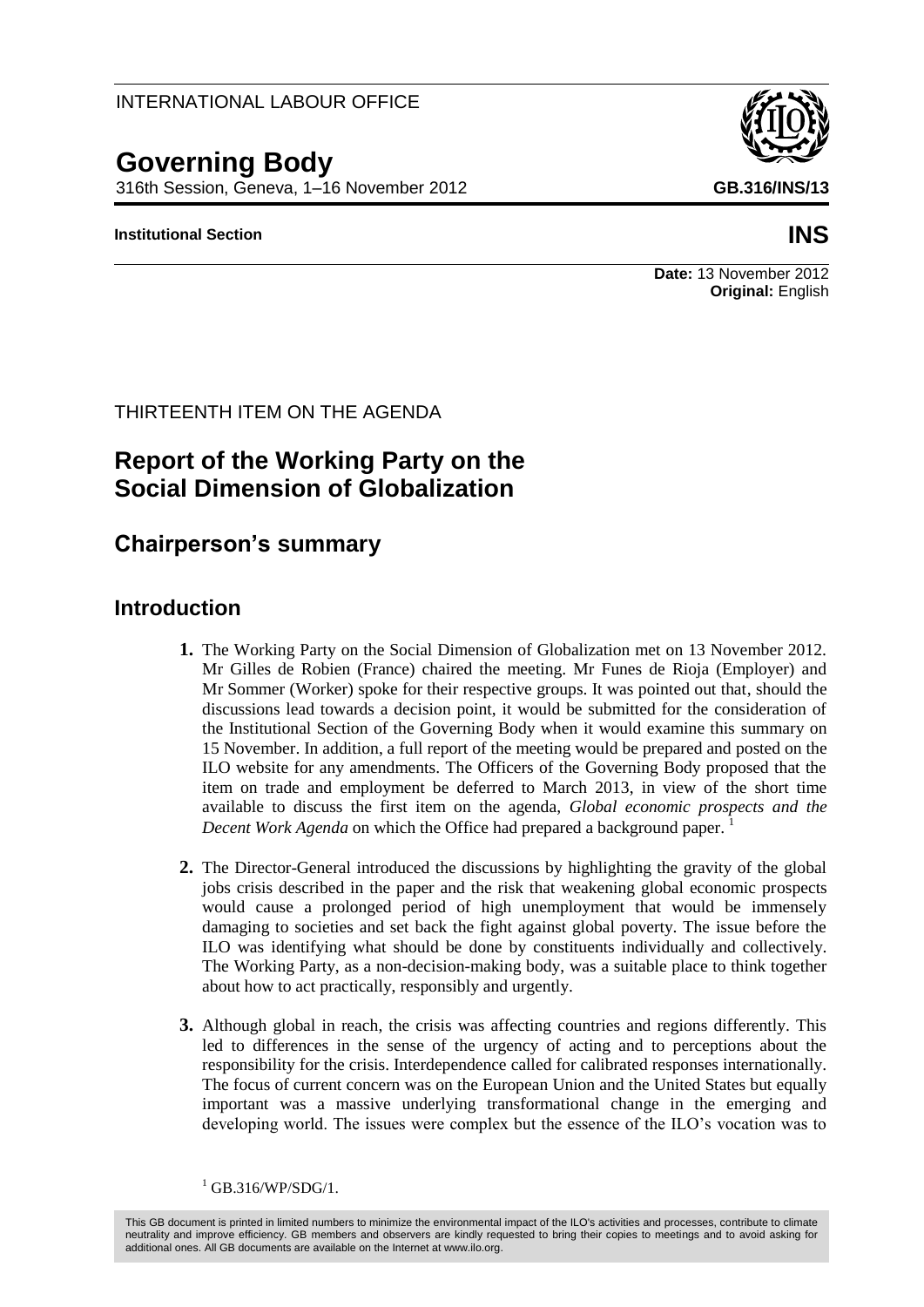INTERNATIONAL LABOUR OFFICE

# Governing Body

316th Session, Geneva, 1–16 November 2012

**GB.316/INS/13**

**Institutional Section**

**INS**

**Date:** 13 November 2012
**Original:** English

THIRTEENTH ITEM ON THE AGENDA

## Report of the Working Party on the Social Dimension of Globalization

## Chairperson's summary

### Introduction

**1.** The Working Party on the Social Dimension of Globalization met on 13 November 2012. Mr Gilles de Robien (France) chaired the meeting. Mr Funes de Rioja (Employer) and Mr Sommer (Worker) spoke for their respective groups. It was pointed out that, should the discussions lead towards a decision point, it would be submitted for the consideration of the Institutional Section of the Governing Body when it would examine this summary on 15 November. In addition, a full report of the meeting would be prepared and posted on the ILO website for any amendments. The Officers of the Governing Body proposed that the item on trade and employment be deferred to March 2013, in view of the short time available to discuss the first item on the agenda, *Global economic prospects and the Decent Work Agenda* on which the Office had prepared a background paper. [1]

**2.** The Director-General introduced the discussions by highlighting the gravity of the global jobs crisis described in the paper and the risk that weakening global economic prospects would cause a prolonged period of high unemployment that would be immensely damaging to societies and set back the fight against global poverty. The issue before the ILO was identifying what should be done by constituents individually and collectively. The Working Party, as a non-decision-making body, was a suitable place to think together about how to act practically, responsibly and urgently.

**3.** Although global in reach, the crisis was affecting countries and regions differently. This led to differences in the sense of the urgency of acting and to perceptions about the responsibility for the crisis. Interdependence called for calibrated responses internationally. The focus of current concern was on the European Union and the United States but equally important was a massive underlying transformational change in the emerging and developing world. The issues were complex but the essence of the ILO's vocation was to

[1] GB.316/WP/SDG/1.

This GB document is printed in limited numbers to minimize the environmental impact of the ILO's activities and processes, contribute to climate neutrality and improve efficiency. GB members and observers are kindly requested to bring their copies to meetings and to avoid asking for additional ones. All GB documents are available on the Internet at www.ilo.org.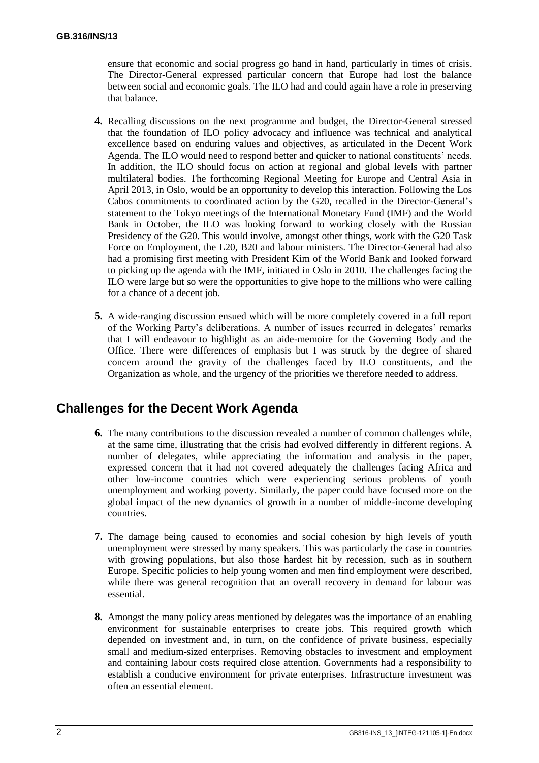ensure that economic and social progress go hand in hand, particularly in times of crisis. The Director-General expressed particular concern that Europe had lost the balance between social and economic goals. The ILO had and could again have a role in preserving that balance.

**4.** Recalling discussions on the next programme and budget, the Director-General stressed that the foundation of ILO policy advocacy and influence was technical and analytical excellence based on enduring values and objectives, as articulated in the Decent Work Agenda. The ILO would need to respond better and quicker to national constituents' needs. In addition, the ILO should focus on action at regional and global levels with partner multilateral bodies. The forthcoming Regional Meeting for Europe and Central Asia in April 2013, in Oslo, would be an opportunity to develop this interaction. Following the Los Cabos commitments to coordinated action by the G20, recalled in the Director-General's statement to the Tokyo meetings of the International Monetary Fund (IMF) and the World Bank in October, the ILO was looking forward to working closely with the Russian Presidency of the G20. This would involve, amongst other things, work with the G20 Task Force on Employment, the L20, B20 and labour ministers. The Director-General had also had a promising first meeting with President Kim of the World Bank and looked forward to picking up the agenda with the IMF, initiated in Oslo in 2010. The challenges facing the ILO were large but so were the opportunities to give hope to the millions who were calling for a chance of a decent job.

**5.** A wide-ranging discussion ensued which will be more completely covered in a full report of the Working Party's deliberations. A number of issues recurred in delegates' remarks that I will endeavour to highlight as an aide-memoire for the Governing Body and the Office. There were differences of emphasis but I was struck by the degree of shared concern around the gravity of the challenges faced by ILO constituents, and the Organization as whole, and the urgency of the priorities we therefore needed to address.

## Challenges for the Decent Work Agenda

**6.** The many contributions to the discussion revealed a number of common challenges while, at the same time, illustrating that the crisis had evolved differently in different regions. A number of delegates, while appreciating the information and analysis in the paper, expressed concern that it had not covered adequately the challenges facing Africa and other low-income countries which were experiencing serious problems of youth unemployment and working poverty. Similarly, the paper could have focused more on the global impact of the new dynamics of growth in a number of middle-income developing countries.

**7.** The damage being caused to economies and social cohesion by high levels of youth unemployment were stressed by many speakers. This was particularly the case in countries with growing populations, but also those hardest hit by recession, such as in southern Europe. Specific policies to help young women and men find employment were described, while there was general recognition that an overall recovery in demand for labour was essential.

**8.** Amongst the many policy areas mentioned by delegates was the importance of an enabling environment for sustainable enterprises to create jobs. This required growth which depended on investment and, in turn, on the confidence of private business, especially small and medium-sized enterprises. Removing obstacles to investment and employment and containing labour costs required close attention. Governments had a responsibility to establish a conducive environment for private enterprises. Infrastructure investment was often an essential element.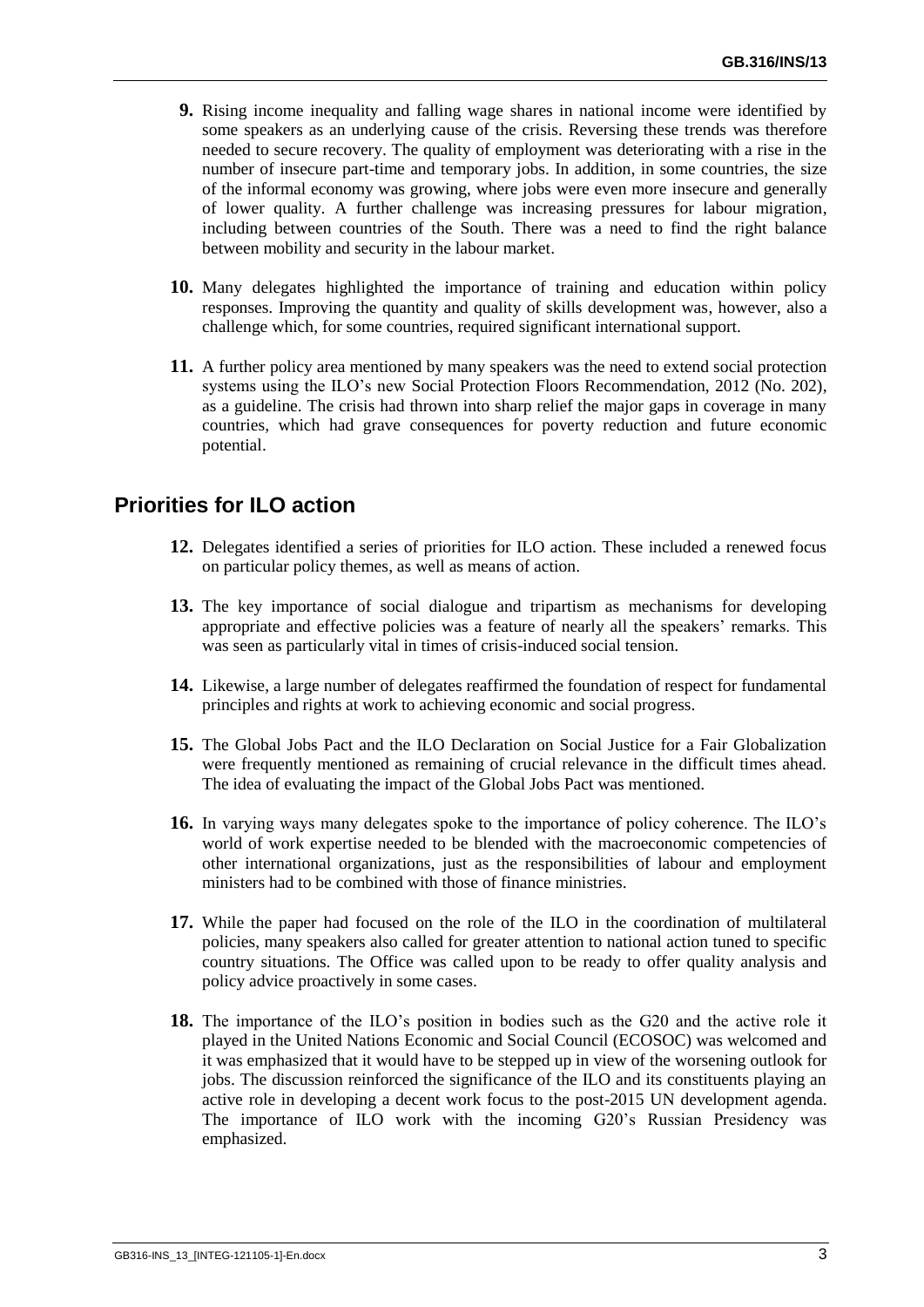**9.** Rising income inequality and falling wage shares in national income were identified by some speakers as an underlying cause of the crisis. Reversing these trends was therefore needed to secure recovery. The quality of employment was deteriorating with a rise in the number of insecure part-time and temporary jobs. In addition, in some countries, the size of the informal economy was growing, where jobs were even more insecure and generally of lower quality. A further challenge was increasing pressures for labour migration, including between countries of the South. There was a need to find the right balance between mobility and security in the labour market.

**10.** Many delegates highlighted the importance of training and education within policy responses. Improving the quantity and quality of skills development was, however, also a challenge which, for some countries, required significant international support.

**11.** A further policy area mentioned by many speakers was the need to extend social protection systems using the ILO's new Social Protection Floors Recommendation, 2012 (No. 202), as a guideline. The crisis had thrown into sharp relief the major gaps in coverage in many countries, which had grave consequences for poverty reduction and future economic potential.

## Priorities for ILO action

**12.** Delegates identified a series of priorities for ILO action. These included a renewed focus on particular policy themes, as well as means of action.

**13.** The key importance of social dialogue and tripartism as mechanisms for developing appropriate and effective policies was a feature of nearly all the speakers' remarks. This was seen as particularly vital in times of crisis-induced social tension.

**14.** Likewise, a large number of delegates reaffirmed the foundation of respect for fundamental principles and rights at work to achieving economic and social progress.

**15.** The Global Jobs Pact and the ILO Declaration on Social Justice for a Fair Globalization were frequently mentioned as remaining of crucial relevance in the difficult times ahead. The idea of evaluating the impact of the Global Jobs Pact was mentioned.

**16.** In varying ways many delegates spoke to the importance of policy coherence. The ILO's world of work expertise needed to be blended with the macroeconomic competencies of other international organizations, just as the responsibilities of labour and employment ministers had to be combined with those of finance ministries.

**17.** While the paper had focused on the role of the ILO in the coordination of multilateral policies, many speakers also called for greater attention to national action tuned to specific country situations. The Office was called upon to be ready to offer quality analysis and policy advice proactively in some cases.

**18.** The importance of the ILO's position in bodies such as the G20 and the active role it played in the United Nations Economic and Social Council (ECOSOC) was welcomed and it was emphasized that it would have to be stepped up in view of the worsening outlook for jobs. The discussion reinforced the significance of the ILO and its constituents playing an active role in developing a decent work focus to the post-2015 UN development agenda. The importance of ILO work with the incoming G20's Russian Presidency was emphasized.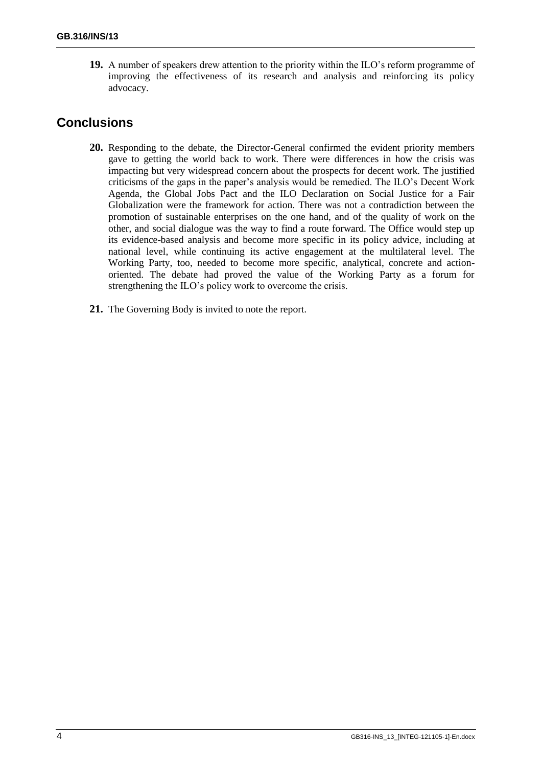**19.** A number of speakers drew attention to the priority within the ILO's reform programme of improving the effectiveness of its research and analysis and reinforcing its policy advocacy.

## Conclusions

**20.** Responding to the debate, the Director-General confirmed the evident priority members gave to getting the world back to work. There were differences in how the crisis was impacting but very widespread concern about the prospects for decent work. The justified criticisms of the gaps in the paper's analysis would be remedied. The ILO's Decent Work Agenda, the Global Jobs Pact and the ILO Declaration on Social Justice for a Fair Globalization were the framework for action. There was not a contradiction between the promotion of sustainable enterprises on the one hand, and of the quality of work on the other, and social dialogue was the way to find a route forward. The Office would step up its evidence-based analysis and become more specific in its policy advice, including at national level, while continuing its active engagement at the multilateral level. The Working Party, too, needed to become more specific, analytical, concrete and action-oriented. The debate had proved the value of the Working Party as a forum for strengthening the ILO's policy work to overcome the crisis.

**21.** The Governing Body is invited to note the report.